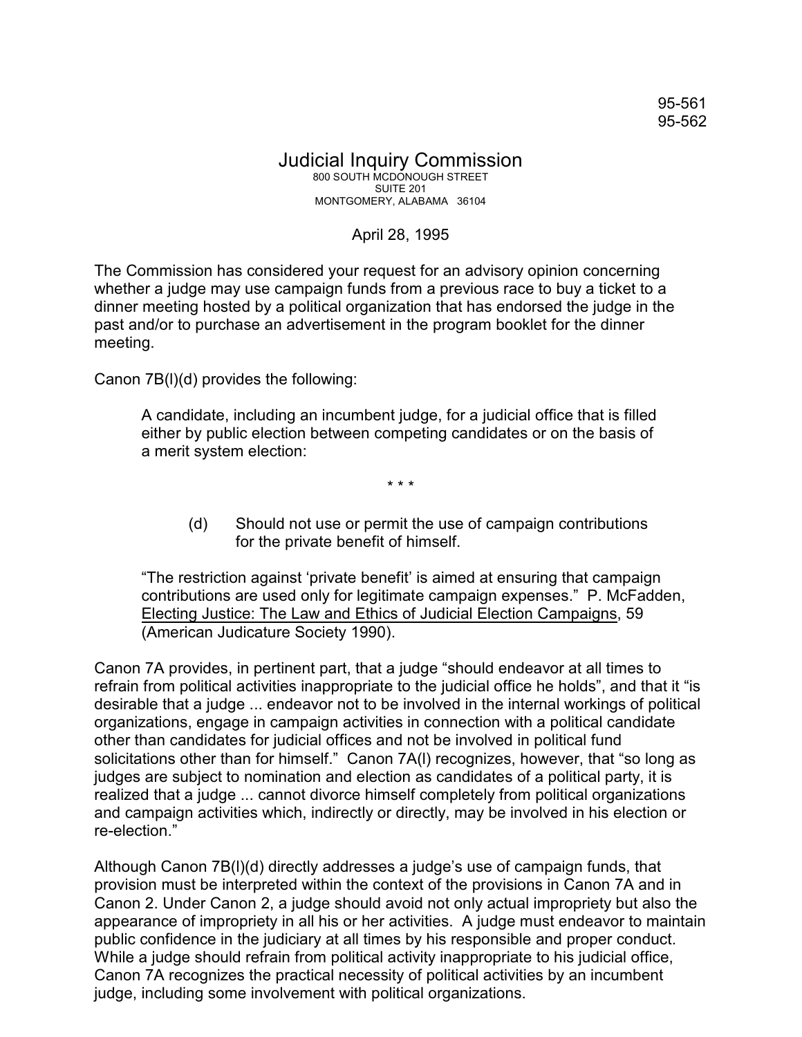95-561
95-562

# Judicial Inquiry Commission

800 SOUTH MCDONOUGH STREET
SUITE 201
MONTGOMERY, ALABAMA 36104

April 28, 1995

The Commission has considered your request for an advisory opinion concerning whether a judge may use campaign funds from a previous race to buy a ticket to a dinner meeting hosted by a political organization that has endorsed the judge in the past and/or to purchase an advertisement in the program booklet for the dinner meeting.

Canon 7B(l)(d) provides the following:

> A candidate, including an incumbent judge, for a judicial office that is filled either by public election between competing candidates or on the basis of a merit system election:
>
> \* \* \*
>
> (d) Should not use or permit the use of campaign contributions for the private benefit of himself.
>
> "The restriction against 'private benefit' is aimed at ensuring that campaign contributions are used only for legitimate campaign expenses." P. McFadden, <u>Electing Justice: The Law and Ethics of Judicial Election Campaigns</u>, 59 (American Judicature Society 1990).

Canon 7A provides, in pertinent part, that a judge "should endeavor at all times to refrain from political activities inappropriate to the judicial office he holds", and that it "is desirable that a judge ... endeavor not to be involved in the internal workings of political organizations, engage in campaign activities in connection with a political candidate other than candidates for judicial offices and not be involved in political fund solicitations other than for himself." Canon 7A(l) recognizes, however, that "so long as judges are subject to nomination and election as candidates of a political party, it is realized that a judge ... cannot divorce himself completely from political organizations and campaign activities which, indirectly or directly, may be involved in his election or re-election."

Although Canon 7B(l)(d) directly addresses a judge's use of campaign funds, that provision must be interpreted within the context of the provisions in Canon 7A and in Canon 2. Under Canon 2, a judge should avoid not only actual impropriety but also the appearance of impropriety in all his or her activities. A judge must endeavor to maintain public confidence in the judiciary at all times by his responsible and proper conduct. While a judge should refrain from political activity inappropriate to his judicial office, Canon 7A recognizes the practical necessity of political activities by an incumbent judge, including some involvement with political organizations.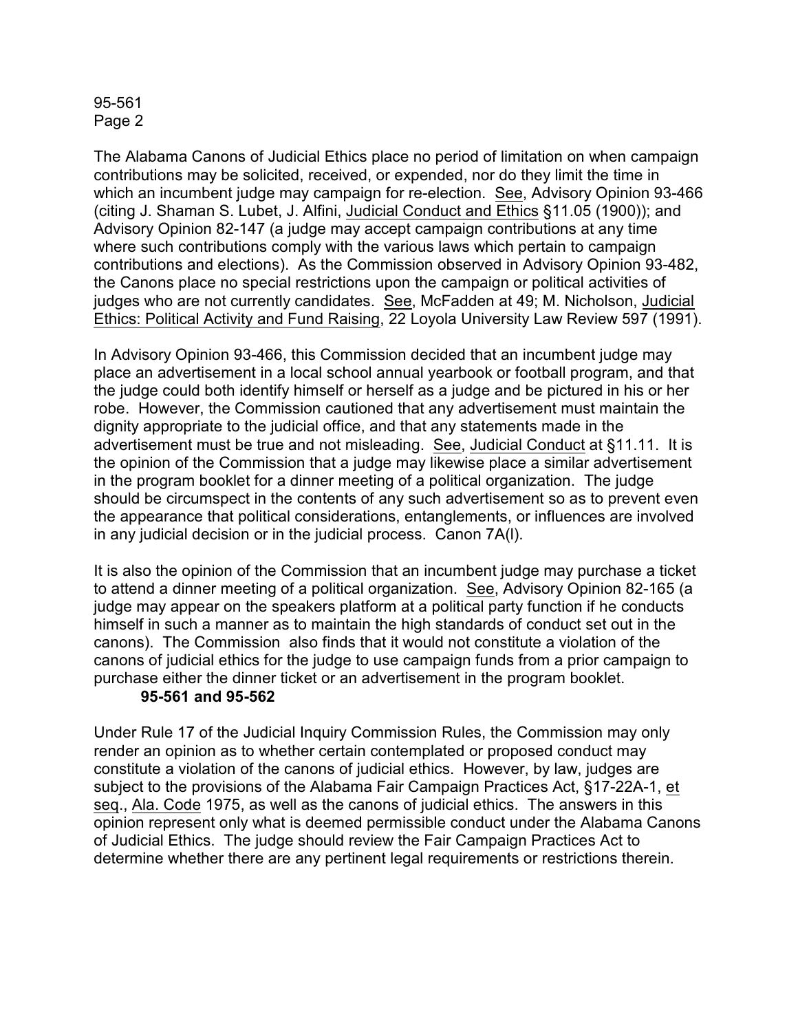The Alabama Canons of Judicial Ethics place no period of limitation on when campaign contributions may be solicited, received, or expended, nor do they limit the time in which an incumbent judge may campaign for re-election. See, Advisory Opinion 93-466 (citing J. Shaman S. Lubet, J. Alfini, Judicial Conduct and Ethics §11.05 (1900)); and Advisory Opinion 82-147 (a judge may accept campaign contributions at any time where such contributions comply with the various laws which pertain to campaign contributions and elections). As the Commission observed in Advisory Opinion 93-482, the Canons place no special restrictions upon the campaign or political activities of judges who are not currently candidates. See, McFadden at 49; M. Nicholson, Judicial Ethics: Political Activity and Fund Raising, 22 Loyola University Law Review 597 (1991).

In Advisory Opinion 93-466, this Commission decided that an incumbent judge may place an advertisement in a local school annual yearbook or football program, and that the judge could both identify himself or herself as a judge and be pictured in his or her robe. However, the Commission cautioned that any advertisement must maintain the dignity appropriate to the judicial office, and that any statements made in the advertisement must be true and not misleading. See, Judicial Conduct at §11.11. It is the opinion of the Commission that a judge may likewise place a similar advertisement in the program booklet for a dinner meeting of a political organization. The judge should be circumspect in the contents of any such advertisement so as to prevent even the appearance that political considerations, entanglements, or influences are involved in any judicial decision or in the judicial process. Canon 7A(l).

It is also the opinion of the Commission that an incumbent judge may purchase a ticket to attend a dinner meeting of a political organization. See, Advisory Opinion 82-165 (a judge may appear on the speakers platform at a political party function if he conducts himself in such a manner as to maintain the high standards of conduct set out in the canons). The Commission also finds that it would not constitute a violation of the canons of judicial ethics for the judge to use campaign funds from a prior campaign to purchase either the dinner ticket or an advertisement in the program booklet.

**95-561 and 95-562**

Under Rule 17 of the Judicial Inquiry Commission Rules, the Commission may only render an opinion as to whether certain contemplated or proposed conduct may constitute a violation of the canons of judicial ethics. However, by law, judges are subject to the provisions of the Alabama Fair Campaign Practices Act, §17-22A-1, et seq., Ala. Code 1975, as well as the canons of judicial ethics. The answers in this opinion represent only what is deemed permissible conduct under the Alabama Canons of Judicial Ethics. The judge should review the Fair Campaign Practices Act to determine whether there are any pertinent legal requirements or restrictions therein.